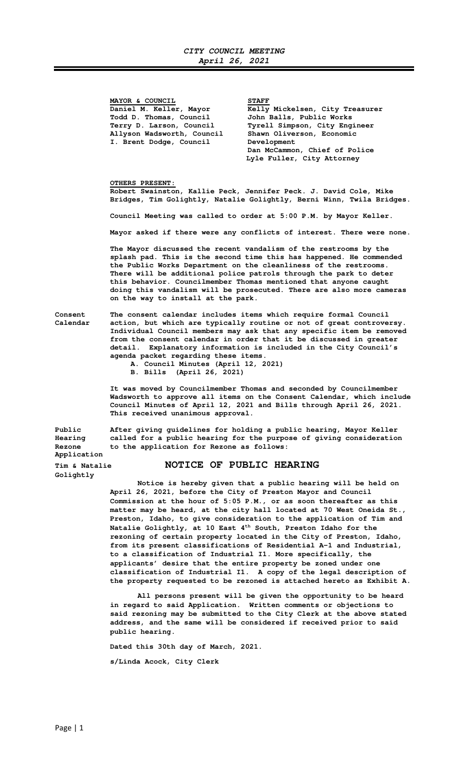# *CITY COUNCIL MEETING*
## *April 26, 2021*

| **MAYOR & COUNCIL** | **STAFF** |
|---|---|
| **Daniel M. Keller, Mayor** | **Kelly Mickelsen, City Treasurer** |
| **Todd D. Thomas, Council** | **John Balls, Public Works** |
| **Terry D. Larson, Council** | **Tyrell Simpson, City Engineer** |
| **Allyson Wadsworth, Council** | **Shawn Oliverson, Economic Development** |
| **I. Brent Dodge, Council** | **Dan McCammon, Chief of Police** |
| | **Lyle Fuller, City Attorney** |

**OTHERS PRESENT:**
**Robert Swainston, Kallie Peck, Jennifer Peck. J. David Cole, Mike Bridges, Tim Golightly, Natalie Golightly, Berni Winn, Twila Bridges.**

**Council Meeting was called to order at 5:00 P.M. by Mayor Keller.**

**Mayor asked if there were any conflicts of interest. There were none.**

**The Mayor discussed the recent vandalism of the restrooms by the splash pad. This is the second time this has happened. He commended the Public Works Department on the cleanliness of the restrooms. There will be additional police patrols through the park to deter this behavior. Councilmember Thomas mentioned that anyone caught doing this vandalism will be prosecuted. There are also more cameras on the way to install at the park.**

**Consent Calendar**

**The consent calendar includes items which require formal Council action, but which are typically routine or not of great controversy. Individual Council members may ask that any specific item be removed from the consent calendar in order that it be discussed in greater detail. Explanatory information is included in the City Council's agenda packet regarding these items.**

**A. Council Minutes (April 12, 2021)**
**B. Bills (April 26, 2021)**

**It was moved by Councilmember Thomas and seconded by Councilmember Wadsworth to approve all items on the Consent Calendar, which include Council Minutes of April 12, 2021 and Bills through April 26, 2021. This received unanimous approval.**

**Public Hearing Rezone Application**

**After giving guidelines for holding a public hearing, Mayor Keller called for a public hearing for the purpose of giving consideration to the application for Rezone as follows:**

**Tim & Natalie Golightly**

### NOTICE OF PUBLIC HEARING

**Notice is hereby given that a public hearing will be held on April 26, 2021, before the City of Preston Mayor and Council Commission at the hour of 5:05 P.M., or as soon thereafter as this matter may be heard, at the city hall located at 70 West Oneida St., Preston, Idaho, to give consideration to the application of Tim and Natalie Golightly, at 10 East 4th South, Preston Idaho for the rezoning of certain property located in the City of Preston, Idaho, from its present classifications of Residential A-1 and Industrial, to a classification of Industrial I1. More specifically, the applicants' desire that the entire property be zoned under one classification of Industrial I1. A copy of the legal description of the property requested to be rezoned is attached hereto as Exhibit A.**

**All persons present will be given the opportunity to be heard in regard to said Application. Written comments or objections to said rezoning may be submitted to the City Clerk at the above stated address, and the same will be considered if received prior to said public hearing.**

**Dated this 30th day of March, 2021.**

**s/Linda Acock, City Clerk**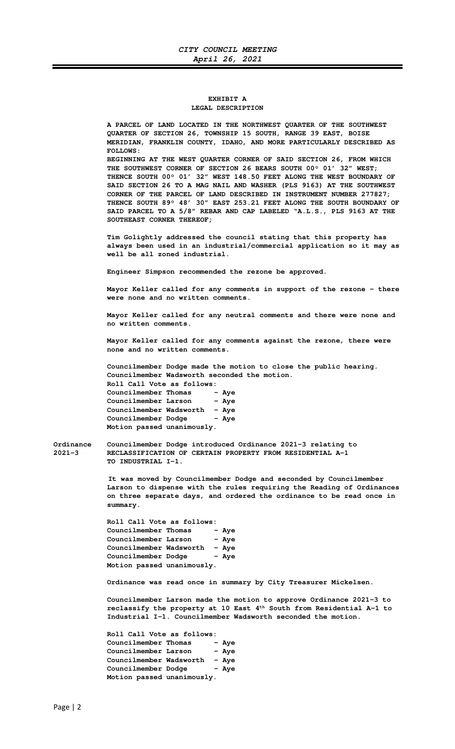**EXHIBIT A**
**LEGAL DESCRIPTION**

**A PARCEL OF LAND LOCATED IN THE NORTHWEST QUARTER OF THE SOUTHWEST QUARTER OF SECTION 26, TOWNSHIP 15 SOUTH, RANGE 39 EAST, BOISE MERIDIAN, FRANKLIN COUNTY, IDAHO, AND MORE PARTICULARLY DESCRIBED AS FOLLOWS:**
**BEGINNING AT THE WEST QUARTER CORNER OF SAID SECTION 26, FROM WHICH THE SOUTHWEST CORNER OF SECTION 26 BEARS SOUTH 00° 01' 32" WEST; THENCE SOUTH 00° 01' 32" WEST 148.50 FEET ALONG THE WEST BOUNDARY OF SAID SECTION 26 TO A MAG NAIL AND WASHER (PLS 9163) AT THE SOUTHWEST CORNER OF THE PARCEL OF LAND DESCRIBED IN INSTRUMENT NUMBER 277827; THENCE SOUTH 89° 48' 30" EAST 253.21 FEET ALONG THE SOUTH BOUNDARY OF SAID PARCEL TO A 5/8" REBAR AND CAP LABELED "A.L.S., PLS 9163 AT THE SOUTHEAST CORNER THEREOF;**

**Tim Golightly addressed the council stating that this property has always been used in an industrial/commercial application so it may as well be all zoned industrial.**

**Engineer Simpson recommended the rezone be approved.**

**Mayor Keller called for any comments in support of the rezone – there were none and no written comments.**

**Mayor Keller called for any neutral comments and there were none and no written comments.**

**Mayor Keller called for any comments against the rezone, there were none and no written comments.**

**Councilmember Dodge made the motion to close the public hearing. Councilmember Wadsworth seconded the motion.**
**Roll Call Vote as follows:**
**Councilmember Thomas – Aye**
**Councilmember Larson – Aye**
**Councilmember Wadsworth – Aye**
**Councilmember Dodge – Aye**
**Motion passed unanimously.**

**Ordinance 2021-3**

**Councilmember Dodge introduced Ordinance 2021-3 relating to RECLASSIFICATION OF CERTAIN PROPERTY FROM RESIDENTIAL A-1 TO INDUSTRIAL I-1.**

**It was moved by Councilmember Dodge and seconded by Councilmember Larson to dispense with the rules requiring the Reading of Ordinances on three separate days, and ordered the ordinance to be read once in summary.**

**Roll Call Vote as follows:**
**Councilmember Thomas – Aye**
**Councilmember Larson – Aye**
**Councilmember Wadsworth – Aye**
**Councilmember Dodge – Aye**
**Motion passed unanimously.**

**Ordinance was read once in summary by City Treasurer Mickelsen.**

**Councilmember Larson made the motion to approve Ordinance 2021-3 to reclassify the property at 10 East 4th South from Residential A-1 to Industrial I-1. Councilmember Wadsworth seconded the motion.**

**Roll Call Vote as follows:**
**Councilmember Thomas – Aye**
**Councilmember Larson – Aye**
**Councilmember Wadsworth – Aye**
**Councilmember Dodge – Aye**
**Motion passed unanimously.**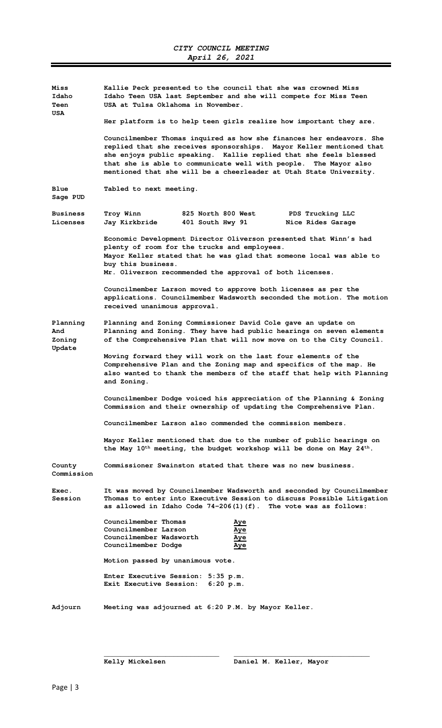*CITY COUNCIL MEETING*
*April 26, 2021*

**Miss Idaho Teen USA**

Kallie Peck presented to the council that she was crowned Miss Idaho Teen USA last September and she will compete for Miss Teen USA at Tulsa Oklahoma in November.

Her platform is to help teen girls realize how important they are.

Councilmember Thomas inquired as how she finances her endeavors. She replied that she receives sponsorships. Mayor Keller mentioned that she enjoys public speaking. Kallie replied that she feels blessed that she is able to communicate well with people. The Mayor also mentioned that she will be a cheerleader at Utah State University.

**Blue Sage PUD**

Tabled to next meeting.

**Business Licenses**

| | | |
|---|---|---|
| Troy Winn | 825 North 800 West | PDS Trucking LLC |
| Jay Kirkbride | 401 South Hwy 91 | Nice Rides Garage |

Economic Development Director Oliverson presented that Winn's had plenty of room for the trucks and employees.
Mayor Keller stated that he was glad that someone local was able to buy this business.
Mr. Oliverson recommended the approval of both licenses.

Councilmember Larson moved to approve both licenses as per the applications. Councilmember Wadsworth seconded the motion. The motion received unanimous approval.

**Planning And Zoning Update**

Planning and Zoning Commissioner David Cole gave an update on Planning and Zoning. They have had public hearings on seven elements of the Comprehensive Plan that will now move on to the City Council.

Moving forward they will work on the last four elements of the Comprehensive Plan and the Zoning map and specifics of the map. He also wanted to thank the members of the staff that help with Planning and Zoning.

Councilmember Dodge voiced his appreciation of the Planning & Zoning Commission and their ownership of updating the Comprehensive Plan.

Councilmember Larson also commended the commission members.

Mayor Keller mentioned that due to the number of public hearings on the May 10th meeting, the budget workshop will be done on May 24th.

**County Commission**

Commissioner Swainston stated that there was no new business.

**Exec. Session**

It was moved by Councilmember Wadsworth and seconded by Councilmember Thomas to enter into Executive Session to discuss Possible Litigation as allowed in Idaho Code 74-206(1)(f). The vote was as follows:

| | |
|---|---|
| Councilmember Thomas | Aye |
| Councilmember Larson | Aye |
| Councilmember Wadsworth | Aye |
| Councilmember Dodge | Aye |

Motion passed by unanimous vote.

Enter Executive Session: 5:35 p.m.
Exit Executive Session: 6:20 p.m.

**Adjourn**

Meeting was adjourned at 6:20 P.M. by Mayor Keller.

\_\_\_\_\_\_\_\_\_\_\_\_\_\_\_\_\_\_\_\_\_\_\_\_\_\_\_\_ \_\_\_\_\_\_\_\_\_\_\_\_\_\_\_\_\_\_\_\_\_\_\_\_\_\_\_\_\_\_\_\_

Kelly Mickelsen Daniel M. Keller, Mayor